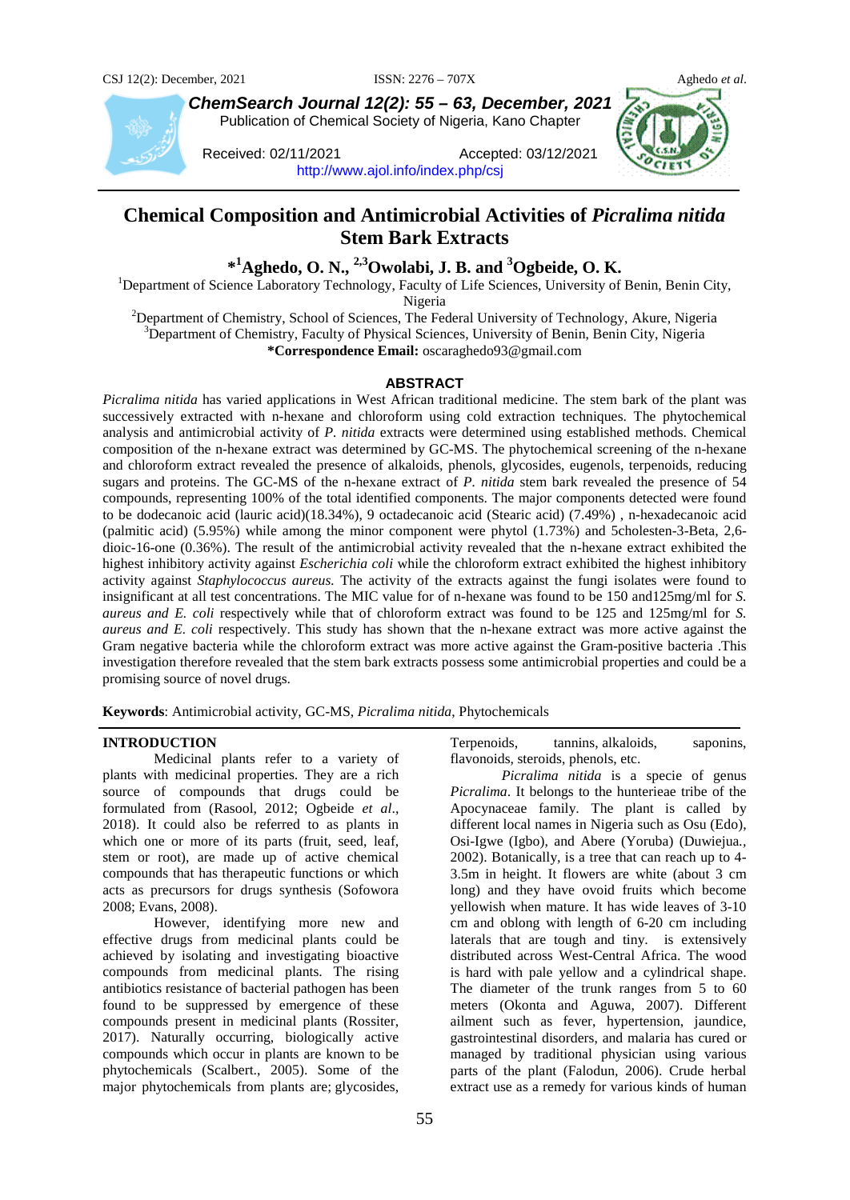# Chemical Composition and Antimicrobial Activities of *Picralima nitida* Stem Bark Extracts

**\*[1]Aghedo, O. N., [2,3]Owolabi, J. B. and [3]Ogbeide, O. K.**

[1]Department of Science Laboratory Technology, Faculty of Life Sciences, University of Benin, Benin City, Nigeria

[2]Department of Chemistry, School of Sciences, The Federal University of Technology, Akure, Nigeria

[3]Department of Chemistry, Faculty of Physical Sciences, University of Benin, Benin City, Nigeria

**\*Correspondence Email:** oscaraghedo93@gmail.com

Received: 02/11/2021 Accepted: 03/12/2021

http://www.ajol.info/index.php/csj

## ABSTRACT

*Picralima nitida* has varied applications in West African traditional medicine. The stem bark of the plant was successively extracted with n-hexane and chloroform using cold extraction techniques. The phytochemical analysis and antimicrobial activity of *P. nitida* extracts were determined using established methods. Chemical composition of the n-hexane extract was determined by GC-MS. The phytochemical screening of the n-hexane and chloroform extract revealed the presence of alkaloids, phenols, glycosides, eugenols, terpenoids, reducing sugars and proteins. The GC-MS of the n-hexane extract of *P. nitida* stem bark revealed the presence of 54 compounds, representing 100% of the total identified components. The major components detected were found to be dodecanoic acid (lauric acid)(18.34%), 9 octadecanoic acid (Stearic acid) (7.49%) , n-hexadecanoic acid (palmitic acid) (5.95%) while among the minor component were phytol (1.73%) and 5cholesten-3-Beta, 2,6-dioic-16-one (0.36%). The result of the antimicrobial activity revealed that the n-hexane extract exhibited the highest inhibitory activity against *Escherichia coli* while the chloroform extract exhibited the highest inhibitory activity against *Staphylococcus aureus.* The activity of the extracts against the fungi isolates were found to insignificant at all test concentrations. The MIC value for of n-hexane was found to be 150 and125mg/ml for *S. aureus and E. coli* respectively while that of chloroform extract was found to be 125 and 125mg/ml for *S. aureus and E. coli* respectively. This study has shown that the n-hexane extract was more active against the Gram negative bacteria while the chloroform extract was more active against the Gram-positive bacteria .This investigation therefore revealed that the stem bark extracts possess some antimicrobial properties and could be a promising source of novel drugs.

**Keywords**: Antimicrobial activity, GC-MS, *Picralima nitida*, Phytochemicals

## INTRODUCTION

Medicinal plants refer to a variety of plants with medicinal properties. They are a rich source of compounds that drugs could be formulated from (Rasool, 2012; Ogbeide *et al*., 2018). It could also be referred to as plants in which one or more of its parts (fruit, seed, leaf, stem or root), are made up of active chemical compounds that has therapeutic functions or which acts as precursors for drugs synthesis (Sofowora 2008; Evans, 2008).

However, identifying more new and effective drugs from medicinal plants could be achieved by isolating and investigating bioactive compounds from medicinal plants. The rising antibiotics resistance of bacterial pathogen has been found to be suppressed by emergence of these compounds present in medicinal plants (Rossiter, 2017). Naturally occurring, biologically active compounds which occur in plants are known to be phytochemicals (Scalbert., 2005). Some of the major phytochemicals from plants are; glycosides, Terpenoids, tannins, alkaloids, saponins, flavonoids, steroids, phenols, etc.

*Picralima nitida* is a specie of genus *Picralima*. It belongs to the hunterieae tribe of the Apocynaceae family. The plant is called by different local names in Nigeria such as Osu (Edo), Osi-Igwe (Igbo), and Abere (Yoruba) (Duwiejua., 2002). Botanically, is a tree that can reach up to 4-3.5m in height. It flowers are white (about 3 cm long) and they have ovoid fruits which become yellowish when mature. It has wide leaves of 3-10 cm and oblong with length of 6-20 cm including laterals that are tough and tiny. is extensively distributed across West-Central Africa. The wood is hard with pale yellow and a cylindrical shape. The diameter of the trunk ranges from 5 to 60 meters (Okonta and Aguwa, 2007). Different ailment such as fever, hypertension, jaundice, gastrointestinal disorders, and malaria has cured or managed by traditional physician using various parts of the plant (Falodun, 2006). Crude herbal extract use as a remedy for various kinds of human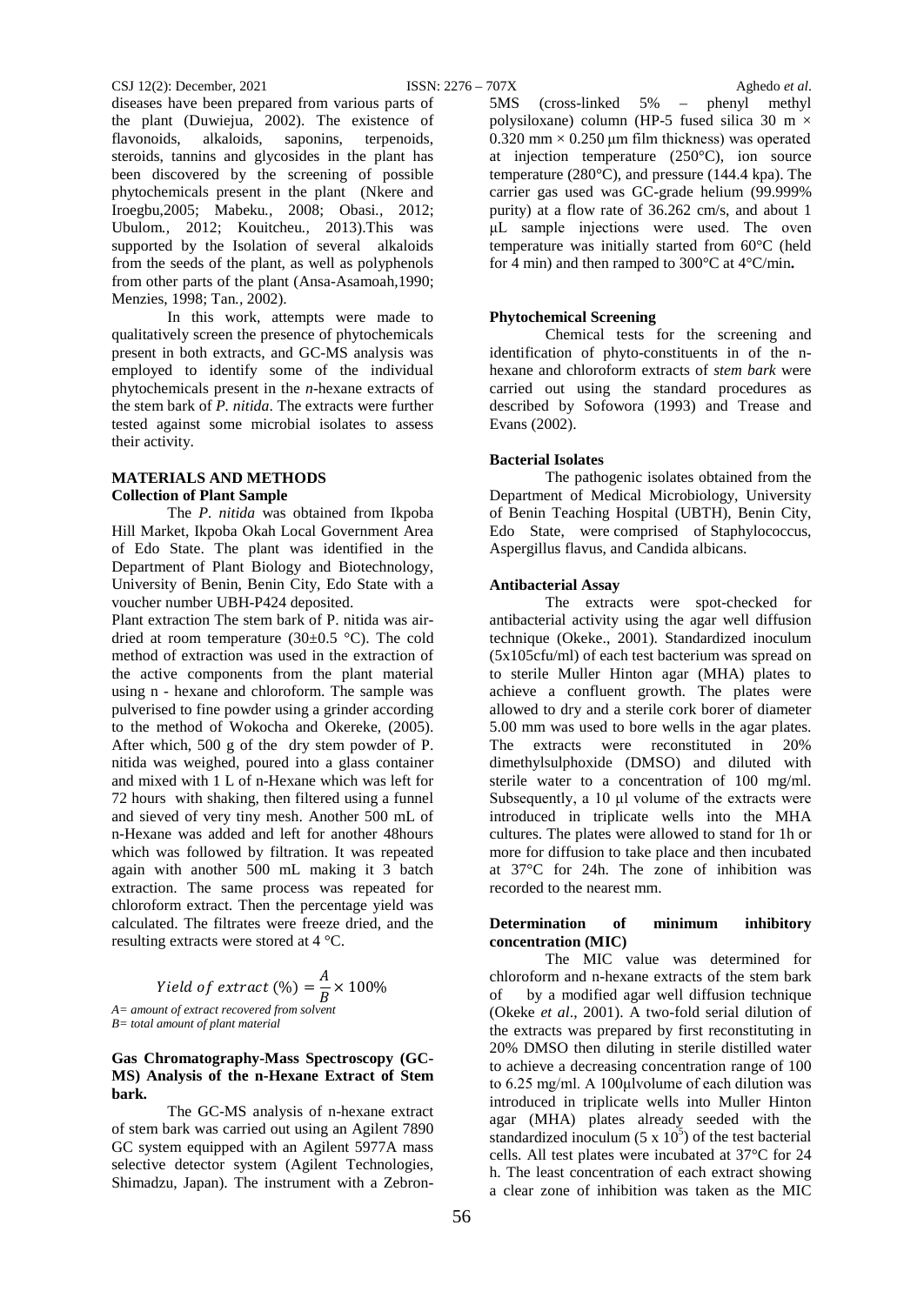diseases have been prepared from various parts of the plant (Duwiejua, 2002). The existence of flavonoids, alkaloids, saponins, terpenoids, steroids, tannins and glycosides in the plant has been discovered by the screening of possible phytochemicals present in the plant (Nkere and Iroegbu,2005; Mabeku*.,* 2008; Obasi*.,* 2012; Ubulom*.,* 2012; Kouitcheu*.,* 2013).This was supported by the Isolation of several alkaloids from the seeds of the plant, as well as polyphenols from other parts of the plant (Ansa-Asamoah,1990; Menzies, 1998; Tan*.,* 2002).

In this work, attempts were made to qualitatively screen the presence of phytochemicals present in both extracts, and GC-MS analysis was employed to identify some of the individual phytochemicals present in the *n*-hexane extracts of the stem bark of *P. nitida*. The extracts were further tested against some microbial isolates to assess their activity.

## MATERIALS AND METHODS

### Collection of Plant Sample

The *P. nitida* was obtained from Ikpoba Hill Market, Ikpoba Okah Local Government Area of Edo State. The plant was identified in the Department of Plant Biology and Biotechnology, University of Benin, Benin City, Edo State with a voucher number UBH-P424 deposited.

Plant extraction The stem bark of P. nitida was air-dried at room temperature (30±0.5 °C). The cold method of extraction was used in the extraction of the active components from the plant material using n - hexane and chloroform. The sample was pulverised to fine powder using a grinder according to the method of Wokocha and Okereke, (2005). After which, 500 g of the dry stem powder of P. nitida was weighed, poured into a glass container and mixed with 1 L of n-Hexane which was left for 72 hours with shaking, then filtered using a funnel and sieved of very tiny mesh. Another 500 mL of n-Hexane was added and left for another 48hours which was followed by filtration. It was repeated again with another 500 mL making it 3 batch extraction. The same process was repeated for chloroform extract. Then the percentage yield was calculated. The filtrates were freeze dried, and the resulting extracts were stored at 4 °C.

$$Yield\ of\ extract\ (\%) = \frac{A}{B} \times 100\%$$

*A= amount of extract recovered from solvent*
*B= total amount of plant material*

### Gas Chromatography-Mass Spectroscopy (GC-MS) Analysis of the n-Hexane Extract of Stem bark.

The GC-MS analysis of n-hexane extract of stem bark was carried out using an Agilent 7890 GC system equipped with an Agilent 5977A mass selective detector system (Agilent Technologies, Shimadzu, Japan). The instrument with a Zebron-5MS (cross-linked 5% – phenyl methyl polysiloxane) column (HP-5 fused silica 30 m × 0.320 mm × 0.250 μm film thickness) was operated at injection temperature (250°C), ion source temperature (280°C), and pressure (144.4 kpa). The carrier gas used was GC-grade helium (99.999% purity) at a flow rate of 36.262 cm/s, and about 1 μL sample injections were used. The oven temperature was initially started from 60°C (held for 4 min) and then ramped to 300°C at 4°C/min**.**

### Phytochemical Screening

Chemical tests for the screening and identification of phyto-constituents in of the n-hexane and chloroform extracts of *stem bark* were carried out using the standard procedures as described by Sofowora (1993) and Trease and Evans (2002).

### Bacterial Isolates

The pathogenic isolates obtained from the Department of Medical Microbiology, University of Benin Teaching Hospital (UBTH), Benin City, Edo State, were comprised of Staphylococcus, Aspergillus flavus, and Candida albicans.

### Antibacterial Assay

The extracts were spot-checked for antibacterial activity using the agar well diffusion technique (Okeke., 2001). Standardized inoculum (5x105cfu/ml) of each test bacterium was spread on to sterile Muller Hinton agar (MHA) plates to achieve a confluent growth. The plates were allowed to dry and a sterile cork borer of diameter 5.00 mm was used to bore wells in the agar plates. The extracts were reconstituted in 20% dimethylsulphoxide (DMSO) and diluted with sterile water to a concentration of 100 mg/ml. Subsequently, a 10 μl volume of the extracts were introduced in triplicate wells into the MHA cultures. The plates were allowed to stand for 1h or more for diffusion to take place and then incubated at 37°C for 24h. The zone of inhibition was recorded to the nearest mm.

### Determination of minimum inhibitory concentration (MIC)

The MIC value was determined for chloroform and n-hexane extracts of the stem bark of by a modified agar well diffusion technique (Okeke *et al*., 2001). A two-fold serial dilution of the extracts was prepared by first reconstituting in 20% DMSO then diluting in sterile distilled water to achieve a decreasing concentration range of 100 to 6.25 mg/ml. A 100μlvolume of each dilution was introduced in triplicate wells into Muller Hinton agar (MHA) plates already seeded with the standardized inoculum ($5 \times 10^5$) of the test bacterial cells. All test plates were incubated at 37°C for 24 h. The least concentration of each extract showing a clear zone of inhibition was taken as the MIC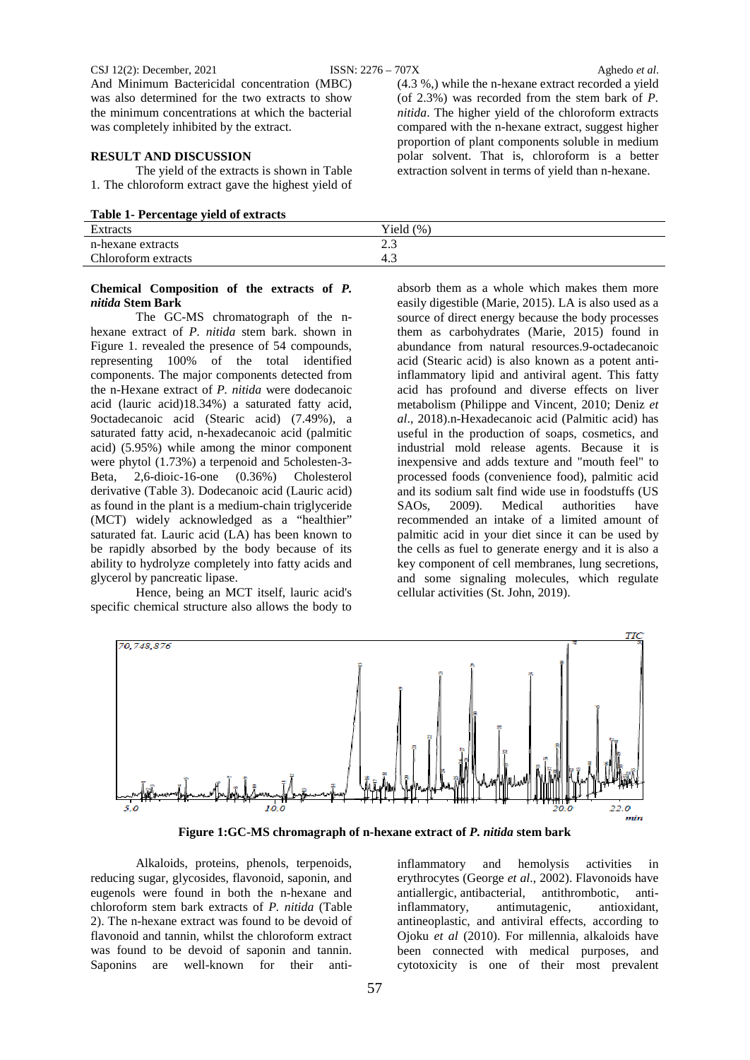And Minimum Bactericidal concentration (MBC) was also determined for the two extracts to show the minimum concentrations at which the bacterial was completely inhibited by the extract.

## RESULT AND DISCUSSION

The yield of the extracts is shown in Table 1. The chloroform extract gave the highest yield of (4.3 %,) while the n-hexane extract recorded a yield (of 2.3%) was recorded from the stem bark of *P. nitida*. The higher yield of the chloroform extracts compared with the n-hexane extract, suggest higher proportion of plant components soluble in medium polar solvent. That is, chloroform is a better extraction solvent in terms of yield than n-hexane.

**Table 1- Percentage yield of extracts**

| Extracts | Yield (%) |
|---|---|
| n-hexane extracts | 2.3 |
| Chloroform extracts | 4.3 |

### Chemical Composition of the extracts of *P. nitida* Stem Bark

The GC-MS chromatograph of the n-hexane extract of *P. nitida* stem bark. shown in Figure 1. revealed the presence of 54 compounds, representing 100% of the total identified components. The major components detected from the n-Hexane extract of *P. nitida* were dodecanoic acid (lauric acid)18.34%) a saturated fatty acid, 9octadecanoic acid (Stearic acid) (7.49%), a saturated fatty acid, n-hexadecanoic acid (palmitic acid) (5.95%) while among the minor component were phytol (1.73%) a terpenoid and 5cholesten-3-Beta, 2,6-dioic-16-one (0.36%) Cholesterol derivative (Table 3). Dodecanoic acid (Lauric acid) as found in the plant is a medium-chain triglyceride (MCT) widely acknowledged as a "healthier" saturated fat. Lauric acid (LA) has been known to be rapidly absorbed by the body because of its ability to hydrolyze completely into fatty acids and glycerol by pancreatic lipase.

Hence, being an MCT itself, lauric acid's specific chemical structure also allows the body to absorb them as a whole which makes them more easily digestible (Marie, 2015). LA is also used as a source of direct energy because the body processes them as carbohydrates (Marie, 2015) found in abundance from natural resources.9-octadecanoic acid (Stearic acid) is also known as a potent anti-inflammatory lipid and antiviral agent. This fatty acid has profound and diverse effects on liver metabolism (Philippe and Vincent, 2010; Deniz *et al*., 2018).n-Hexadecanoic acid (Palmitic acid) has useful in the production of soaps, cosmetics, and industrial mold release agents. Because it is inexpensive and adds texture and "mouth feel" to processed foods (convenience food), palmitic acid and its sodium salt find wide use in foodstuffs (US SAOs, 2009). Medical authorities have recommended an intake of a limited amount of palmitic acid in your diet since it can be used by the cells as fuel to generate energy and it is also a key component of cell membranes, lung secretions, and some signaling molecules, which regulate cellular activities (St. John, 2019).

**Figure 1:GC-MS chromagraph of n-hexane extract of *P. nitida* stem bark**

Alkaloids, proteins, phenols, terpenoids, reducing sugar, glycosides, flavonoid, saponin, and eugenols were found in both the n-hexane and chloroform stem bark extracts of *P. nitida* (Table 2). The n-hexane extract was found to be devoid of flavonoid and tannin, whilst the chloroform extract was found to be devoid of saponin and tannin. Saponins are well-known for their anti-inflammatory and hemolysis activities in erythrocytes (George *et al*., 2002). Flavonoids have antiallergic, antibacterial, antithrombotic, anti-inflammatory, antimutagenic, antioxidant, antineoplastic, and antiviral effects, according to Ojoku *et al* (2010). For millennia, alkaloids have been connected with medical purposes, and cytotoxicity is one of their most prevalent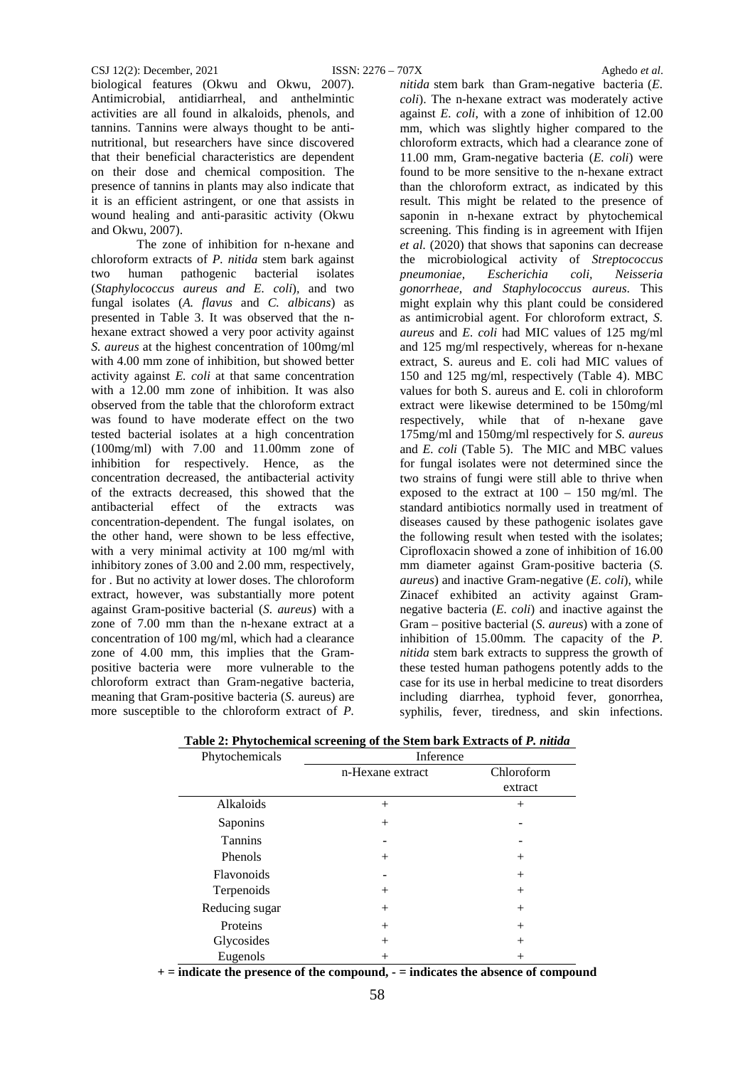biological features (Okwu and Okwu, 2007). Antimicrobial, antidiarrheal, and anthelmintic activities are all found in alkaloids, phenols, and tannins. Tannins were always thought to be anti-nutritional, but researchers have since discovered that their beneficial characteristics are dependent on their dose and chemical composition. The presence of tannins in plants may also indicate that it is an efficient astringent, or one that assists in wound healing and anti-parasitic activity (Okwu and Okwu, 2007).

The zone of inhibition for n-hexane and chloroform extracts of *P. nitida* stem bark against two human pathogenic bacterial isolates (*Staphylococcus aureus and E. coli*), and two fungal isolates (*A. flavus* and *C. albicans*) as presented in Table 3. It was observed that the n-hexane extract showed a very poor activity against *S. aureus* at the highest concentration of 100mg/ml with 4.00 mm zone of inhibition, but showed better activity against *E. coli* at that same concentration with a 12.00 mm zone of inhibition. It was also observed from the table that the chloroform extract was found to have moderate effect on the two tested bacterial isolates at a high concentration (100mg/ml) with 7.00 and 11.00mm zone of inhibition for respectively. Hence, as the concentration decreased, the antibacterial activity of the extracts decreased, this showed that the antibacterial effect of the extracts was concentration-dependent. The fungal isolates, on the other hand, were shown to be less effective, with a very minimal activity at 100 mg/ml with inhibitory zones of 3.00 and 2.00 mm, respectively, for . But no activity at lower doses. The chloroform extract, however, was substantially more potent against Gram-positive bacterial (*S. aureus*) with a zone of 7.00 mm than the n-hexane extract at a concentration of 100 mg/ml, which had a clearance zone of 4.00 mm, this implies that the Gram-positive bacteria were more vulnerable to the chloroform extract than Gram-negative bacteria, meaning that Gram-positive bacteria (*S.* aureus) are more susceptible to the chloroform extract of *P. nitida* stem bark than Gram-negative bacteria (*E. coli*). The n-hexane extract was moderately active against *E. coli*, with a zone of inhibition of 12.00 mm, which was slightly higher compared to the chloroform extracts, which had a clearance zone of 11.00 mm, Gram-negative bacteria (*E. coli*) were found to be more sensitive to the n-hexane extract than the chloroform extract, as indicated by this result. This might be related to the presence of saponin in n-hexane extract by phytochemical screening. This finding is in agreement with Ifijen *et al.* (2020) that shows that saponins can decrease the microbiological activity of *Streptococcus pneumoniae, Escherichia coli, Neisseria gonorrheae, and Staphylococcus aureus*. This might explain why this plant could be considered as antimicrobial agent. For chloroform extract, *S. aureus* and *E. coli* had MIC values of 125 mg/ml and 125 mg/ml respectively, whereas for n-hexane extract, S. aureus and E. coli had MIC values of 150 and 125 mg/ml, respectively (Table 4). MBC values for both S. aureus and E. coli in chloroform extract were likewise determined to be 150mg/ml respectively, while that of n-hexane gave 175mg/ml and 150mg/ml respectively for *S. aureus* and *E. coli* (Table 5). The MIC and MBC values for fungal isolates were not determined since the two strains of fungi were still able to thrive when exposed to the extract at 100 – 150 mg/ml. The standard antibiotics normally used in treatment of diseases caused by these pathogenic isolates gave the following result when tested with the isolates; Ciprofloxacin showed a zone of inhibition of 16.00 mm diameter against Gram-positive bacteria (*S. aureus*) and inactive Gram-negative (*E. coli*), while Zinacef exhibited an activity against Gram-negative bacteria (*E. coli*) and inactive against the Gram – positive bacterial (*S. aureus*) with a zone of inhibition of 15.00mm. The capacity of the *P. nitida* stem bark extracts to suppress the growth of these tested human pathogens potently adds to the case for its use in herbal medicine to treat disorders including diarrhea, typhoid fever, gonorrhea, syphilis, fever, tiredness, and skin infections.

**Table 2: Phytochemical screening of the Stem bark Extracts of *P. nitida***

| Phytochemicals | Inference | |
|---|---|---|
| | n-Hexane extract | Chloroform extract |
| Alkaloids | + | + |
| Saponins | + | - |
| Tannins | - | - |
| Phenols | + | + |
| Flavonoids | - | + |
| Terpenoids | + | + |
| Reducing sugar | + | + |
| Proteins | + | + |
| Glycosides | + | + |
| Eugenols | + | + |

**+ = indicate the presence of the compound, - = indicates the absence of compound**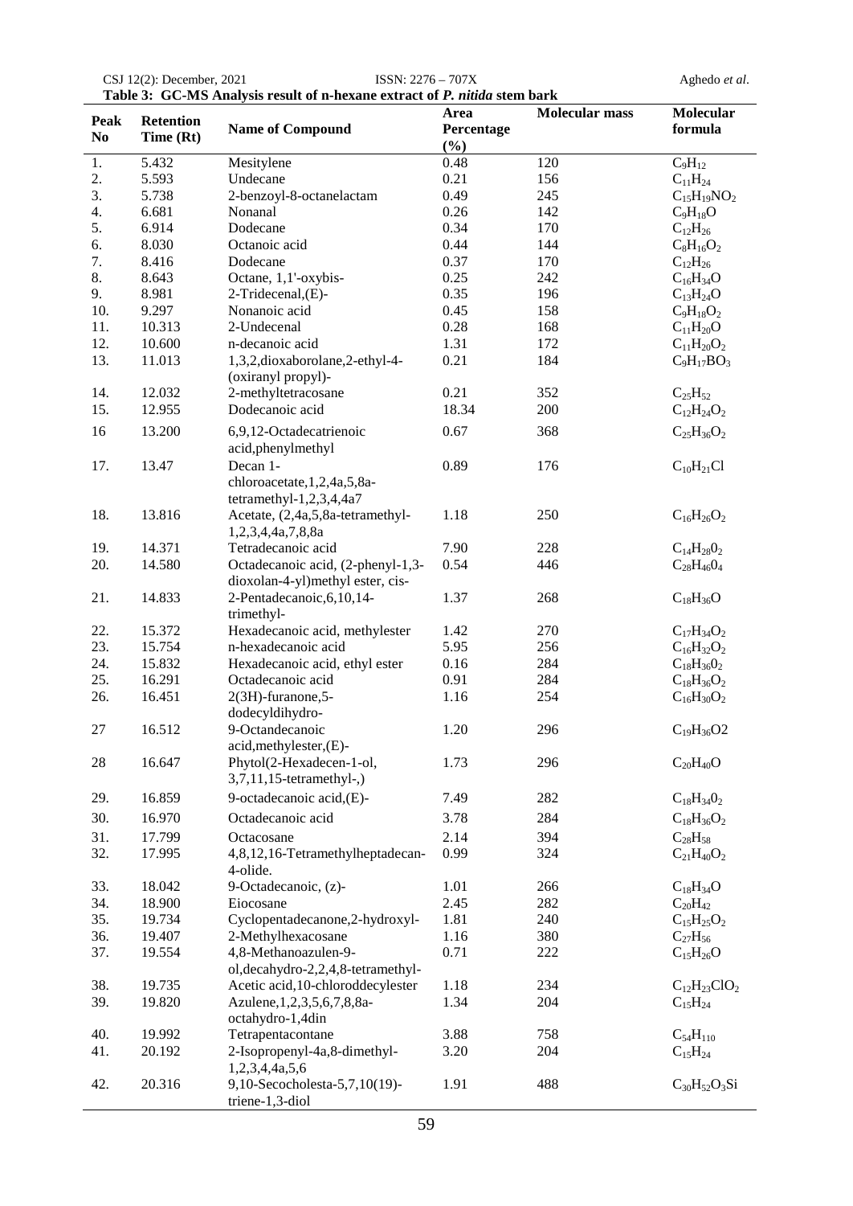**Table 3: GC-MS Analysis result of n-hexane extract of *P. nitida* stem bark**

| Peak No | Retention Time (Rt) | Name of Compound | Area Percentage (%) | Molecular mass | Molecular formula |
|---|---|---|---|---|---|
| 1. | 5.432 | Mesitylene | 0.48 | 120 | $C_9H_{12}$ |
| 2. | 5.593 | Undecane | 0.21 | 156 | $C_{11}H_{24}$ |
| 3. | 5.738 | 2-benzoyl-8-octanelactam | 0.49 | 245 | $C_{15}H_{19}NO_2$ |
| 4. | 6.681 | Nonanal | 0.26 | 142 | $C_9H_{18}O$ |
| 5. | 6.914 | Dodecane | 0.34 | 170 | $C_{12}H_{26}$ |
| 6. | 8.030 | Octanoic acid | 0.44 | 144 | $C_8H_{16}O_2$ |
| 7. | 8.416 | Dodecane | 0.37 | 170 | $C_{12}H_{26}$ |
| 8. | 8.643 | Octane, 1,1'-oxybis- | 0.25 | 242 | $C_{16}H_{34}O$ |
| 9. | 8.981 | 2-Tridecenal,(E)- | 0.35 | 196 | $C_{13}H_{24}O$ |
| 10. | 9.297 | Nonanoic acid | 0.45 | 158 | $C_9H_{18}O_2$ |
| 11. | 10.313 | 2-Undecenal | 0.28 | 168 | $C_{11}H_{20}O$ |
| 12. | 10.600 | n-decanoic acid | 1.31 | 172 | $C_{11}H_{20}O_2$ |
| 13. | 11.013 | 1,3,2,dioxaborolane,2-ethyl-4-(oxiranyl propyl)- | 0.21 | 184 | $C_9H_{17}BO_3$ |
| 14. | 12.032 | 2-methyltetracosane | 0.21 | 352 | $C_{25}H_{52}$ |
| 15. | 12.955 | Dodecanoic acid | 18.34 | 200 | $C_{12}H_{24}O_2$ |
| 16 | 13.200 | 6,9,12-Octadecatrienoic acid,phenylmethyl | 0.67 | 368 | $C_{25}H_{36}O_2$ |
| 17. | 13.47 | Decan 1-chloroacetate,1,2,4a,5,8a-tetramethyl-1,2,3,4,4a7 | 0.89 | 176 | $C_{10}H_{21}Cl$ |
| 18. | 13.816 | Acetate, (2,4a,5,8a-tetramethyl-1,2,3,4,4a,7,8,8a | 1.18 | 250 | $C_{16}H_{26}O_2$ |
| 19. | 14.371 | Tetradecanoic acid | 7.90 | 228 | $C_{14}H_{28}0_2$ |
| 20. | 14.580 | Octadecanoic acid, (2-phenyl-1,3-dioxolan-4-yl)methyl ester, cis- | 0.54 | 446 | $C_{28}H_{46}0_4$ |
| 21. | 14.833 | 2-Pentadecanoic,6,10,14-trimethyl- | 1.37 | 268 | $C_{18}H_{36}O$ |
| 22. | 15.372 | Hexadecanoic acid, methylester | 1.42 | 270 | $C_{17}H_{34}O_2$ |
| 23. | 15.754 | n-hexadecanoic acid | 5.95 | 256 | $C_{16}H_{32}O_2$ |
| 24. | 15.832 | Hexadecanoic acid, ethyl ester | 0.16 | 284 | $C_{18}H_{36}0_2$ |
| 25. | 16.291 | Octadecanoic acid | 0.91 | 284 | $C_{18}H_{36}O_2$ |
| 26. | 16.451 | 2(3H)-furanone,5-dodecyldihydro- | 1.16 | 254 | $C_{16}H_{30}O_2$ |
| 27 | 16.512 | 9-Octandecanoic acid,methylester,(E)- | 1.20 | 296 | $C_{19}H_{36}$O2 |
| 28 | 16.647 | Phytol(2-Hexadecen-1-ol, 3,7,11,15-tetramethyl-,) | 1.73 | 296 | $C_{20}H_{40}O$ |
| 29. | 16.859 | 9-octadecanoic acid,(E)- | 7.49 | 282 | $C_{18}H_{34}0_2$ |
| 30. | 16.970 | Octadecanoic acid | 3.78 | 284 | $C_{18}H_{36}O_2$ |
| 31. | 17.799 | Octacosane | 2.14 | 394 | $C_{28}H_{58}$ |
| 32. | 17.995 | 4,8,12,16-Tetramethylheptadecan-4-olide. | 0.99 | 324 | $C_{21}H_{40}O_2$ |
| 33. | 18.042 | 9-Octadecanoic, (z)- | 1.01 | 266 | $C_{18}H_{34}O$ |
| 34. | 18.900 | Eiocosane | 2.45 | 282 | $C_{20}H_{42}$ |
| 35. | 19.734 | Cyclopentadecanone,2-hydroxyl- | 1.81 | 240 | $C_{15}H_{25}O_2$ |
| 36. | 19.407 | 2-Methylhexacosane | 1.16 | 380 | $C_{27}H_{56}$ |
| 37. | 19.554 | 4,8-Methanoazulen-9-ol,decahydro-2,2,4,8-tetramethyl- | 0.71 | 222 | $C_{15}H_{26}O$ |
| 38. | 19.735 | Acetic acid,10-chloroddecylester | 1.18 | 234 | $C_{12}H_{23}ClO_2$ |
| 39. | 19.820 | Azulene,1,2,3,5,6,7,8,8a-octahydro-1,4din | 1.34 | 204 | $C_{15}H_{24}$ |
| 40. | 19.992 | Tetrapentacontane | 3.88 | 758 | $C_{54}H_{110}$ |
| 41. | 20.192 | 2-Isopropenyl-4a,8-dimethyl-1,2,3,4,4a,5,6 | 3.20 | 204 | $C_{15}H_{24}$ |
| 42. | 20.316 | 9,10-Secocholesta-5,7,10(19)-triene-1,3-diol | 1.91 | 488 | $C_{30}H_{52}O_3Si$ |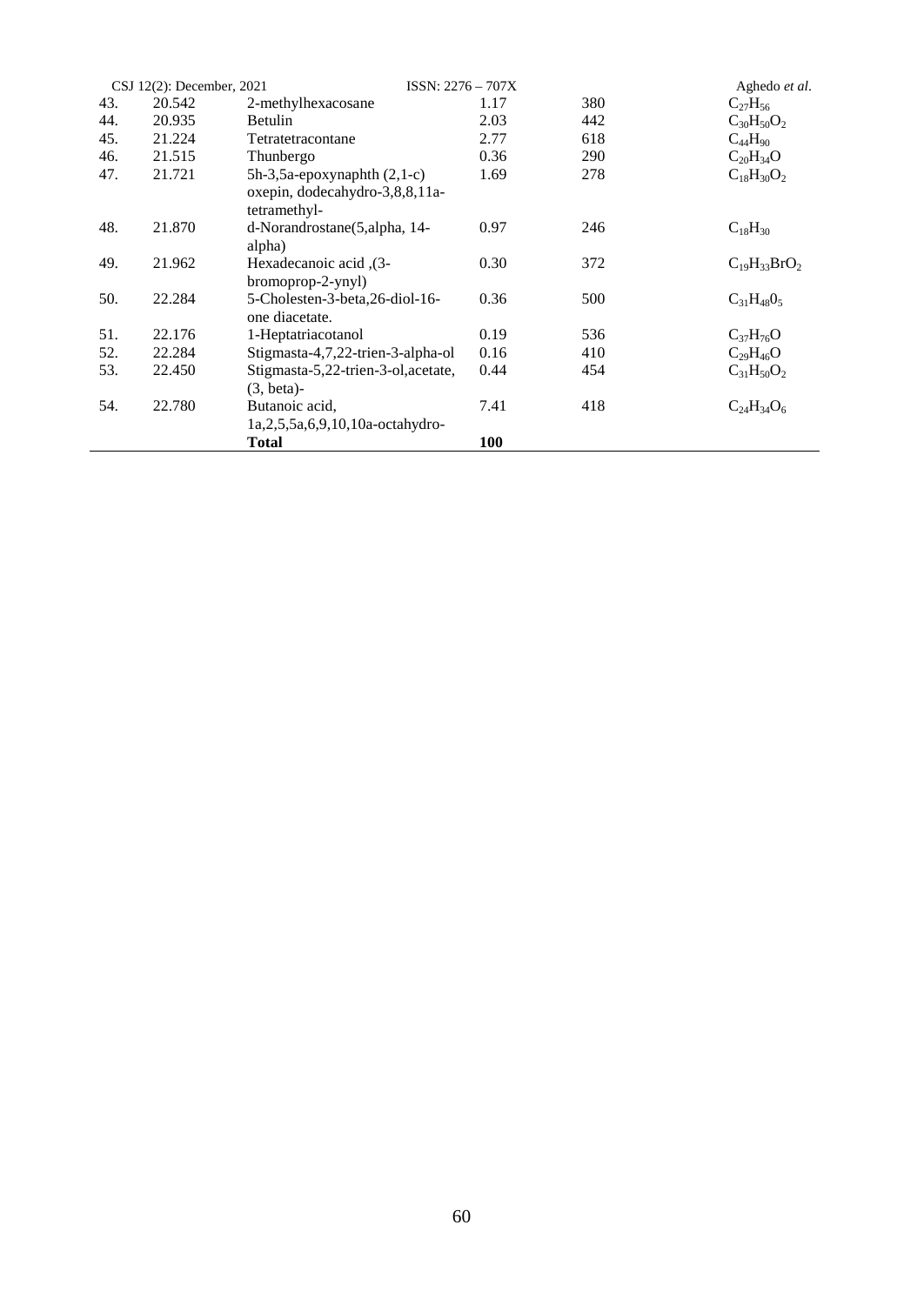| | | | | | |
|---|---|---|---|---|---|
| 43. | 20.542 | 2-methylhexacosane | 1.17 | 380 | $C_{27}H_{56}$ |
| 44. | 20.935 | Betulin | 2.03 | 442 | $C_{30}H_{50}O_2$ |
| 45. | 21.224 | Tetratetracontane | 2.77 | 618 | $C_{44}H_{90}$ |
| 46. | 21.515 | Thunbergo | 0.36 | 290 | $C_{20}H_{34}O$ |
| 47. | 21.721 | 5h-3,5a-epoxynaphth (2,1-c) oxepin, dodecahydro-3,8,8,11a-tetramethyl- | 1.69 | 278 | $C_{18}H_{30}O_2$ |
| 48. | 21.870 | d-Norandrostane(5,alpha, 14-alpha) | 0.97 | 246 | $C_{18}H_{30}$ |
| 49. | 21.962 | Hexadecanoic acid ,(3-bromoprop-2-ynyl) | 0.30 | 372 | $C_{19}H_{33}BrO_2$ |
| 50. | 22.284 | 5-Cholesten-3-beta,26-diol-16-one diacetate. | 0.36 | 500 | $C_{31}H_{48}0_5$ |
| 51. | 22.176 | 1-Heptatriacotanol | 0.19 | 536 | $C_{37}H_{76}O$ |
| 52. | 22.284 | Stigmasta-4,7,22-trien-3-alpha-ol | 0.16 | 410 | $C_{29}H_{46}O$ |
| 53. | 22.450 | Stigmasta-5,22-trien-3-ol,acetate, (3, beta)- | 0.44 | 454 | $C_{31}H_{50}O_2$ |
| 54. | 22.780 | Butanoic acid, 1a,2,5,5a,6,9,10,10a-octahydro- | 7.41 | 418 | $C_{24}H_{34}O_6$ |
| | | **Total** | **100** | | |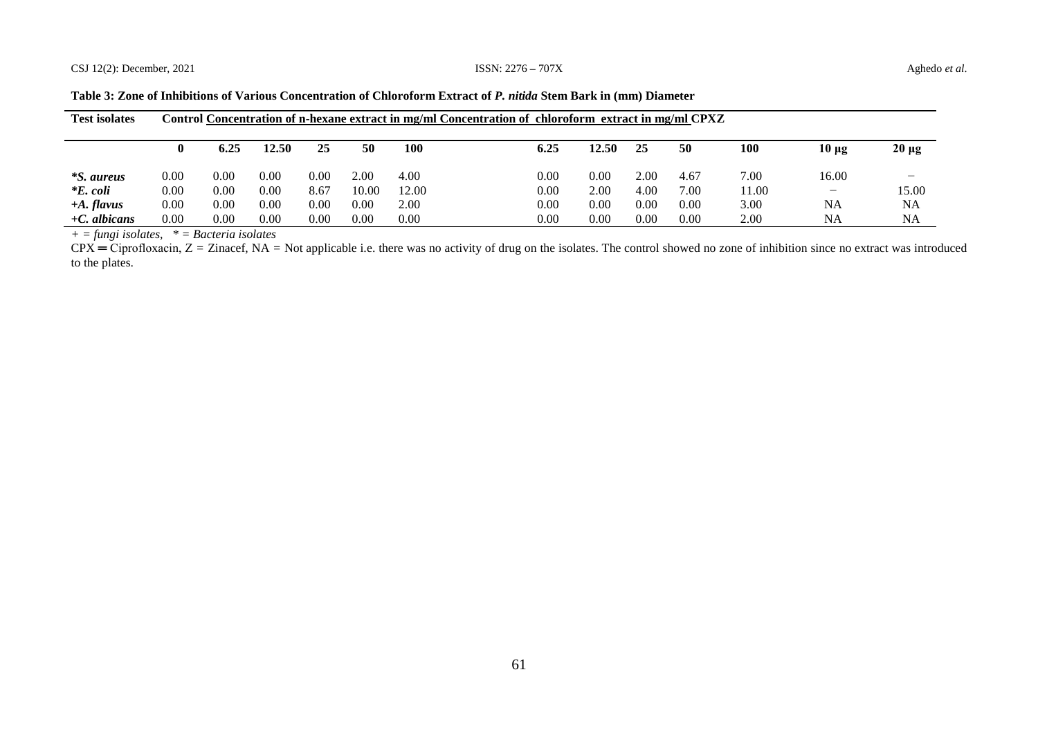**Table 3: Zone of Inhibitions of Various Concentration of Chloroform Extract of *P. nitida* Stem Bark in (mm) Diameter**

| Test isolates | Control | Concentration of n-hexane extract in mg/ml | | | | | Concentration of chloroform extract in mg/ml | | | | | CPXZ | |
|---|---|---|---|---|---|---|---|---|---|---|---|---|---|
| | **0** | **6.25** | **12.50** | **25** | **50** | **100** | **6.25** | **12.50** | **25** | **50** | **100** | **10 µg** | **20 µg** |
| ****S. aureus*** | 0.00 | 0.00 | 0.00 | 0.00 | 2.00 | 4.00 | 0.00 | 0.00 | 2.00 | 4.67 | 7.00 | 16.00 | − |
| ****E. coli*** | 0.00 | 0.00 | 0.00 | 8.67 | 10.00 | 12.00 | 0.00 | 2.00 | 4.00 | 7.00 | 11.00 | − | 15.00 |
| ***+A. flavus*** | 0.00 | 0.00 | 0.00 | 0.00 | 0.00 | 2.00 | 0.00 | 0.00 | 0.00 | 0.00 | 3.00 | NA | NA |
| ***+C. albicans*** | 0.00 | 0.00 | 0.00 | 0.00 | 0.00 | 0.00 | 0.00 | 0.00 | 0.00 | 0.00 | 2.00 | NA | NA |

*+ = fungi isolates, * = Bacteria isolates*

CPX ═ Ciprofloxacin, Z = Zinacef, NA = Not applicable i.e. there was no activity of drug on the isolates. The control showed no zone of inhibition since no extract was introduced to the plates.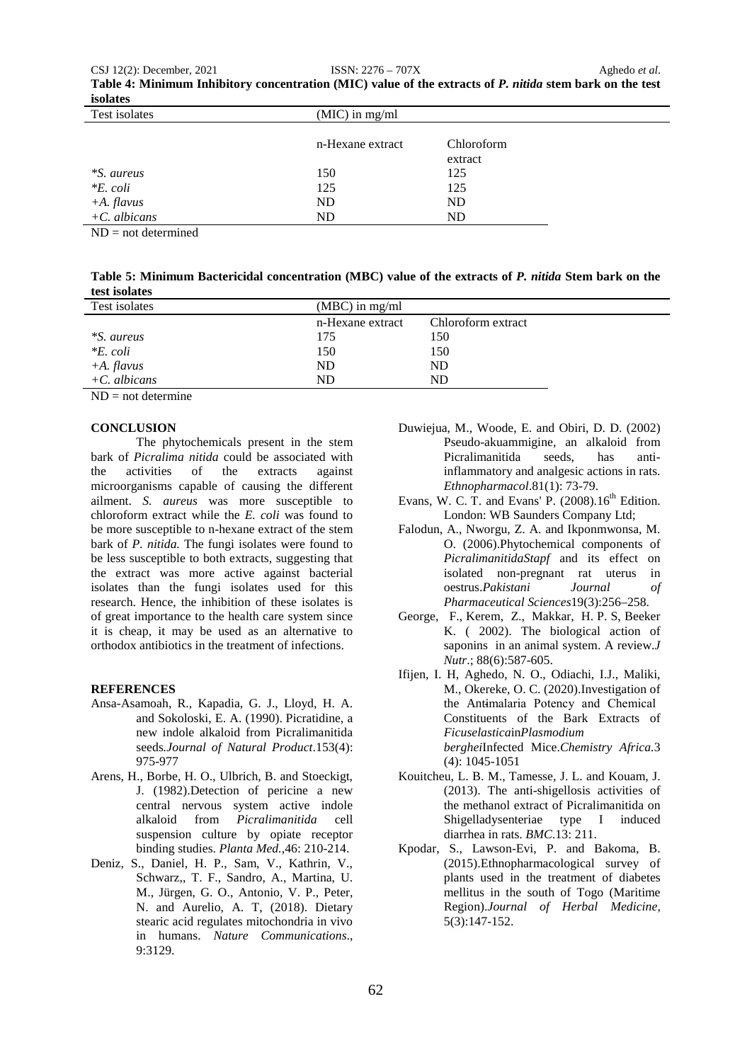**Table 4: Minimum Inhibitory concentration (MIC) value of the extracts of *P. nitida* stem bark on the test isolates**

| Test isolates | (MIC) in mg/ml | |
|---|---|---|
| | n-Hexane extract | Chloroform extract |
| **S. aureus* | 150 | 125 |
| **E. coli* | 125 | 125 |
| *+A. flavus* | ND | ND |
| *+C. albicans* | ND | ND |

ND = not determined

**Table 5: Minimum Bactericidal concentration (MBC) value of the extracts of *P. nitida* Stem bark on the test isolates**

| Test isolates | (MBC) in mg/ml | |
|---|---|---|
| | n-Hexane extract | Chloroform extract |
| **S. aureus* | 175 | 150 |
| **E. coli* | 150 | 150 |
| *+A. flavus* | ND | ND |
| *+C. albicans* | ND | ND |

ND = not determine

## CONCLUSION

The phytochemicals present in the stem bark of *Picralima nitida* could be associated with the activities of the extracts against microorganisms capable of causing the different ailment. *S. aureus* was more susceptible to chloroform extract while the *E. coli* was found to be more susceptible to n-hexane extract of the stem bark of *P. nitida.* The fungi isolates were found to be less susceptible to both extracts, suggesting that the extract was more active against bacterial isolates than the fungi isolates used for this research. Hence, the inhibition of these isolates is of great importance to the health care system since it is cheap, it may be used as an alternative to orthodox antibiotics in the treatment of infections.

## REFERENCES

Ansa-Asamoah, R., Kapadia, G. J., Lloyd, H. A. and Sokoloski, E. A. (1990). Picratidine, a new indole alkaloid from Picralimanitida seeds*.Journal of Natural Product*.153(4): 975-977

Arens, H., Borbe, H. O., Ulbrich, B. and Stoeckigt, J. (1982).Detection of pericine a new central nervous system active indole alkaloid from *Picralimanitida* cell suspension culture by opiate receptor binding studies. *Planta Med.*,46: 210-214.

Deniz, S., Daniel, H. P., Sam, V., Kathrin, V., Schwarz,, T. F., Sandro, A., Martina, U. M., Jürgen, G. O., Antonio, V. P., Peter, N. and Aurelio, A. T, (2018). Dietary stearic acid regulates mitochondria in vivo in humans. *Nature Communications*., 9:3129.

Duwiejua, M., Woode, E. and Obiri, D. D. (2002) Pseudo-akuammigine, an alkaloid from Picralimanitida seeds, has anti-inflammatory and analgesic actions in rats. *Ethnopharmacol*.81(1): 73-79.

Evans, W. C. T. and Evans' P. (2008).16th Edition. London: WB Saunders Company Ltd;

Falodun, A., Nworgu, Z. A. and Ikponmwonsa, M. O. (2006).Phytochemical components of *PicralimanitidaStapf* and its effect on isolated non-pregnant rat uterus in oestrus.*Pakistani Journal of Pharmaceutical Sciences*19(3):256–258.

George, F., Kerem, Z., Makkar, H. P. S, Beeker K. ( 2002). The biological action of saponins in an animal system. A review.*J Nutr*.; 88(6):587-605.

Ifijen, I. H, Aghedo, N. O., Odiachi, I.J., Maliki, M., Okereke, O. C. (2020).Investigation of the Antimalaria Potency and Chemical Constituents of the Bark Extracts of *Ficuselastica*in*Plasmodium berghei*Infected Mice.*Chemistry Africa*.3 (4): 1045-1051

Kouitcheu, L. B. M., Tamesse, J. L. and Kouam, J. (2013). The anti-shigellosis activities of the methanol extract of Picralimanitida on Shigelladysenteriae type I induced diarrhea in rats. *BMC*.13: 211.

Kpodar, S., Lawson-Evi, P. and Bakoma, B. (2015).Ethnopharmacological survey of plants used in the treatment of diabetes mellitus in the south of Togo (Maritime Region).*Journal of Herbal Medicine*, 5(3):147-152.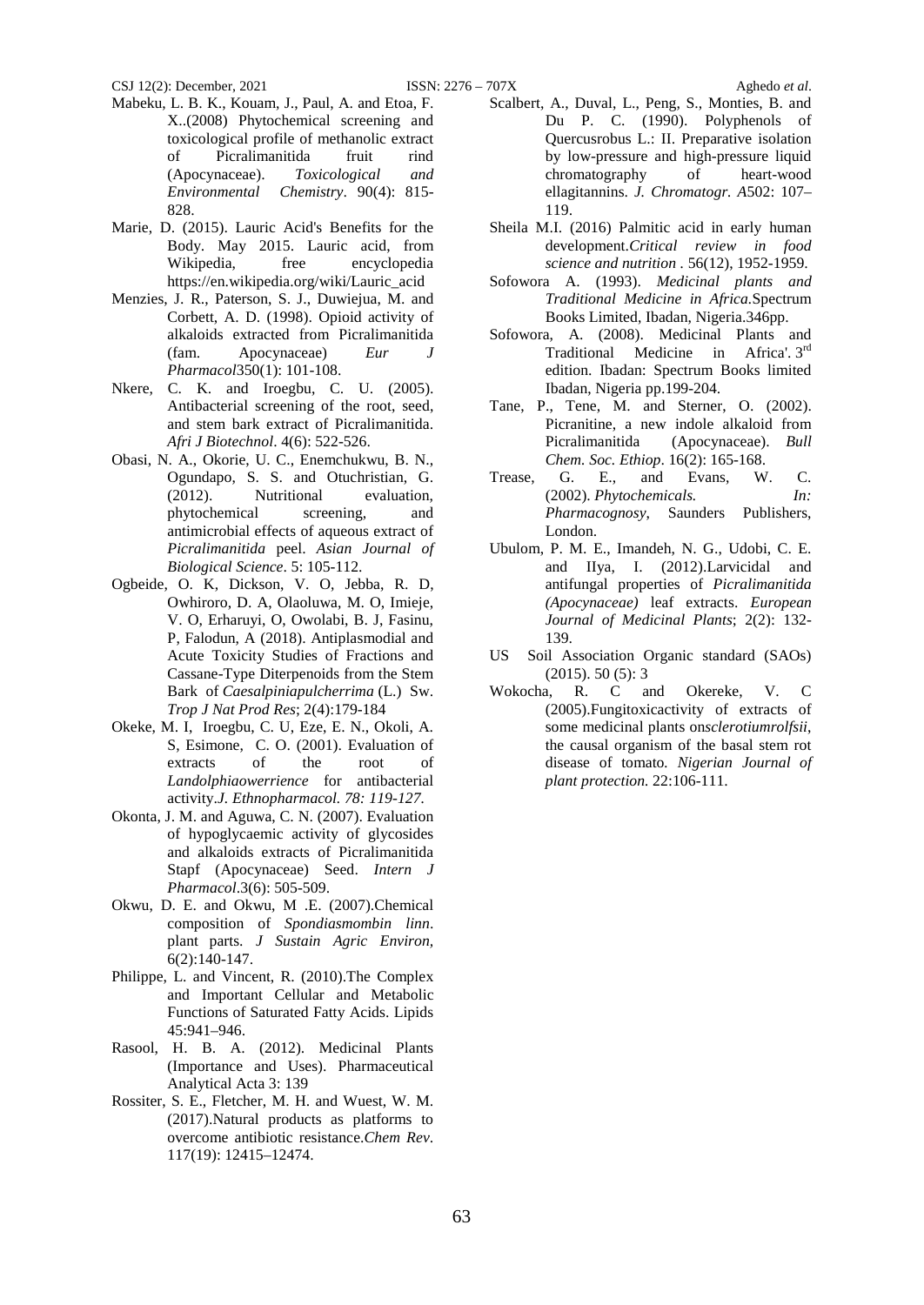Mabeku, L. B. K., Kouam, J., Paul, A. and Etoa, F. X..(2008) Phytochemical screening and toxicological profile of methanolic extract of Picralimanitida fruit rind (Apocynaceae). *Toxicological and Environmental Chemistry*. 90(4): 815-828.

Marie, D. (2015). Lauric Acid's Benefits for the Body. May 2015. Lauric acid, from Wikipedia, free encyclopedia https://en.wikipedia.org/wiki/Lauric_acid

Menzies, J. R., Paterson, S. J., Duwiejua, M. and Corbett, A. D. (1998). Opioid activity of alkaloids extracted from Picralimanitida (fam. Apocynaceae) *Eur J Pharmacol*350(1): 101-108.

Nkere, C. K. and Iroegbu, C. U. (2005). Antibacterial screening of the root, seed, and stem bark extract of Picralimanitida. *Afri J Biotechnol*. 4(6): 522-526.

Obasi, N. A., Okorie, U. C., Enemchukwu, B. N., Ogundapo, S. S. and Otuchristian, G. (2012). Nutritional evaluation, phytochemical screening, and antimicrobial effects of aqueous extract of *Picralimanitida* peel. *Asian Journal of Biological Science*. 5: 105-112.

Ogbeide, O. K, Dickson, V. O, Jebba, R. D, Owhiroro, D. A, Olaoluwa, M. O, Imieje, V. O, Erharuyi, O, Owolabi, B. J, Fasinu, P, Falodun, A (2018). Antiplasmodial and Acute Toxicity Studies of Fractions and Cassane-Type Diterpenoids from the Stem Bark of *Caesalpiniapulcherrima* (L.) Sw. *Trop J Nat Prod Res*; 2(4):179-184

Okeke, M. I, Iroegbu, C. U, Eze, E. N., Okoli, A. S, Esimone, C. O. (2001). Evaluation of extracts of the root of *Landolphiaowerrience* for antibacterial activity.*J. Ethnopharmacol. 78: 119-127.*

Okonta, J. M. and Aguwa, C. N. (2007). Evaluation of hypoglycaemic activity of glycosides and alkaloids extracts of Picralimanitida Stapf (Apocynaceae) Seed. *Intern J Pharmacol*.3(6): 505-509.

Okwu, D. E. and Okwu, M .E. (2007).Chemical composition of *Spondiasmombin linn*. plant parts. *J Sustain Agric Environ*, 6(2):140-147.

Philippe, L. and Vincent, R. (2010).The Complex and Important Cellular and Metabolic Functions of Saturated Fatty Acids. Lipids 45:941–946.

Rasool, H. B. A. (2012). Medicinal Plants (Importance and Uses). Pharmaceutical Analytical Acta 3: 139

Rossiter, S. E., Fletcher, M. H. and Wuest, W. M. (2017).Natural products as platforms to overcome antibiotic resistance.*Chem Rev*. 117(19): 12415–12474.

Scalbert, A., Duval, L., Peng, S., Monties, B. and Du P. C. (1990). Polyphenols of Quercusrobus L.: II. Preparative isolation by low-pressure and high-pressure liquid chromatography of heart-wood ellagitannins. *J. Chromatogr. A*502: 107–119.

Sheila M.I. (2016) Palmitic acid in early human development.*Critical review in food science and nutrition* . 56(12), 1952-1959.

Sofowora A. (1993). *Medicinal plants and Traditional Medicine in Africa*.Spectrum Books Limited, Ibadan, Nigeria.346pp.

Sofowora, A. (2008). Medicinal Plants and Traditional Medicine in Africa'. 3rd edition. Ibadan: Spectrum Books limited Ibadan, Nigeria pp.199-204.

Tane, P., Tene, M. and Sterner, O. (2002). Picranitine, a new indole alkaloid from Picralimanitida (Apocynaceae). *Bull Chem. Soc. Ethiop*. 16(2): 165-168.

Trease, G. E., and Evans, W. C. (2002). *Phytochemicals. In: Pharmacognosy*, Saunders Publishers, London.

Ubulom, P. M. E., Imandeh, N. G., Udobi, C. E. and IIya, I. (2012).Larvicidal and antifungal properties of *Picralimanitida (Apocynaceae)* leaf extracts. *European Journal of Medicinal Plants*; 2(2): 132-139.

US Soil Association Organic standard (SAOs) (2015). 50 (5): 3

Wokocha, R. C and Okereke, V. C (2005).Fungitoxicactivity of extracts of some medicinal plants on*sclerotiumrolfsii*, the causal organism of the basal stem rot disease of tomato. *Nigerian Journal of plant protection.* 22:106-111.